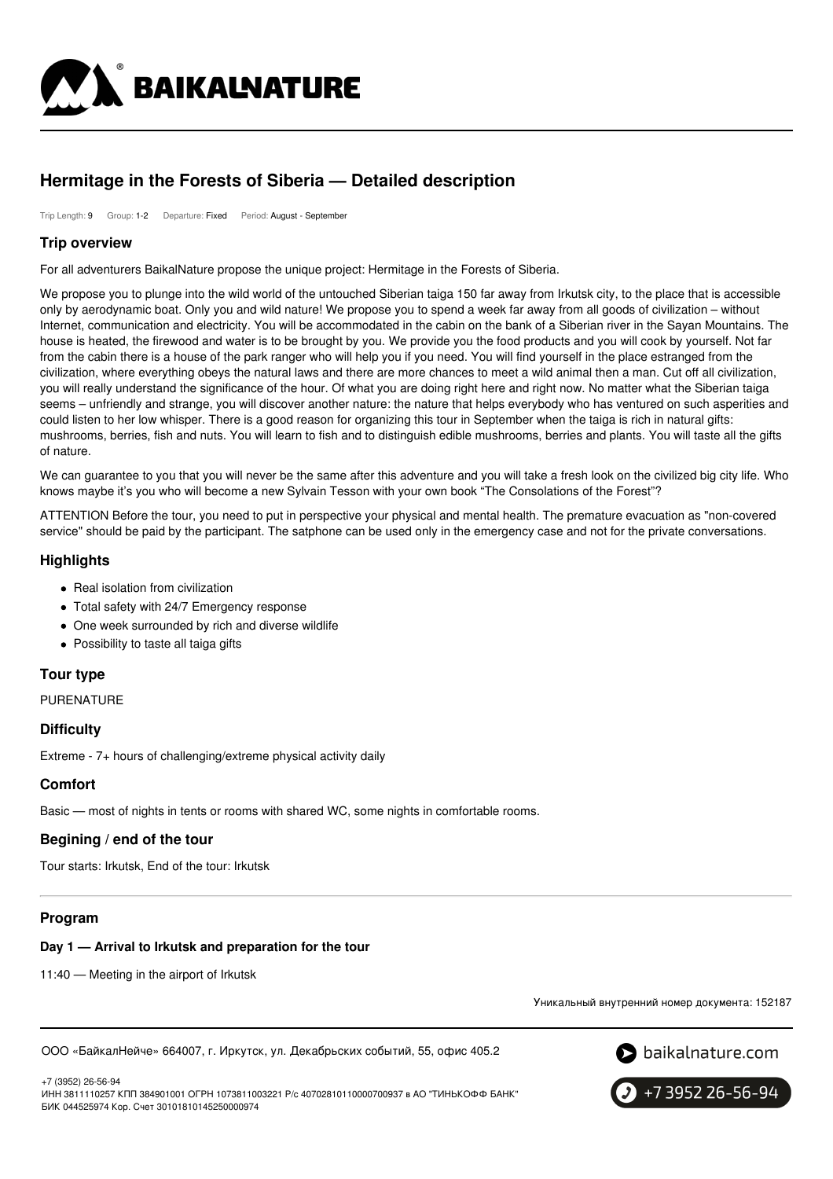# Hermitage in the Forests of Siberia — Detailed description

Trip Length: 9 Group: 1-2 Departure: Fixed Period: August - September

## Trip overview

For all adventurers BaikalNature propose the unique project: Hermitage in the Forests of Siberia.

We propose you to plunge into the wild world of the untouched Siberian taiga 150 far away from Irkutsk city, to the place that is accessible only by aerodynamic boat. Only you and wild nature! We propose you to spend a week far away from all goods of civilization – without Internet, communication and electricity. You will be accommodated in the cabin on the bank of a Siberian river in the Sayan Mountains. The house is heated, the firewood and water is to be brought by you. We provide you the food products and you will cook by yourself. Not far from the cabin there is a house of the park ranger who will help you if you need. You will find yourself in the place estranged from the civilization, where everything obeys the natural laws and there are more chances to meet a wild animal then a man. Cut off all civilization, you will really understand the significance of the hour. Of what you are doing right here and right now. No matter what the Siberian taiga seems – unfriendly and strange, you will discover another nature: the nature that helps everybody who has ventured on such asperities and could listen to her low whisper. There is a good reason for organizing this tour in September when the taiga is rich in natural gifts: mushrooms, berries, fish and nuts. You will learn to fish and to distinguish edible mushrooms, berries and plants. You will taste all the gifts of nature.

We can guarantee to you that you will never be the same after this adventure and you will take a fresh look on the civilized big city life. Who knows maybe it's you who will become a new Sylvain Tesson with your own book "The Consolations of the Forest"?

ATTENTION Before the tour, you need to put in perspective your physical and mental health. The premature evacuation as "non-covered service" should be paid by the participant. The satphone can be used only in the emergency case and not for the private conversations.

## Highlights

- Real isolation from civilization
- Total safety with 24/7 Emergency response
- One week surrounded by rich and diverse wildlife
- Possibility to taste all taiga gifts

## Tour type

PURENATURE

## Difficulty

Extreme - 7+ hours of challenging/extreme physical activity daily

## Comfort

Basic — most of nights in tents or rooms with shared WC, some nights in comfortable rooms.

## Begining / end of the tour

Tour starts: Irkutsk, End of the tour: Irkutsk

---

## Program

### Day 1 — Arrival to Irkutsk and preparation for the tour

11:40 — Meeting in the airport of Irkutsk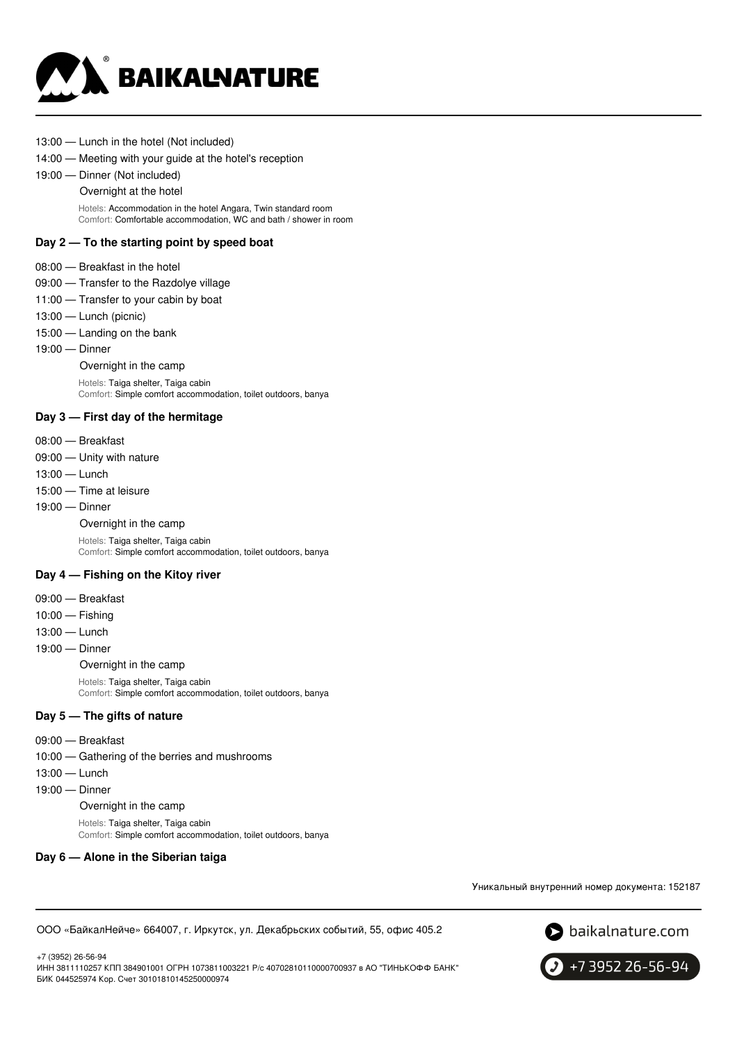13:00 — Lunch in the hotel (Not included)

14:00 — Meeting with your guide at the hotel's reception

19:00 — Dinner (Not included)

Overnight at the hotel

Hotels: Accommodation in the hotel Angara, Twin standard room
Comfort: Comfortable accommodation, WC and bath / shower in room

### Day 2 — To the starting point by speed boat

08:00 — Breakfast in the hotel

09:00 — Transfer to the Razdolye village

11:00 — Transfer to your cabin by boat

13:00 — Lunch (picnic)

15:00 — Landing on the bank

19:00 — Dinner

Overnight in the camp

Hotels: Taiga shelter, Taiga cabin
Comfort: Simple comfort accommodation, toilet outdoors, banya

### Day 3 — First day of the hermitage

08:00 — Breakfast

09:00 — Unity with nature

13:00 — Lunch

15:00 — Time at leisure

19:00 — Dinner

Overnight in the camp

Hotels: Taiga shelter, Taiga cabin
Comfort: Simple comfort accommodation, toilet outdoors, banya

### Day 4 — Fishing on the Kitoy river

09:00 — Breakfast

10:00 — Fishing

13:00 — Lunch

19:00 — Dinner

Overnight in the camp

Hotels: Taiga shelter, Taiga cabin
Comfort: Simple comfort accommodation, toilet outdoors, banya

### Day 5 — The gifts of nature

09:00 — Breakfast

10:00 — Gathering of the berries and mushrooms

13:00 — Lunch

19:00 — Dinner

Overnight in the camp

Hotels: Taiga shelter, Taiga cabin
Comfort: Simple comfort accommodation, toilet outdoors, banya

### Day 6 — Alone in the Siberian taiga

Уникальный внутренний номер документа: 152187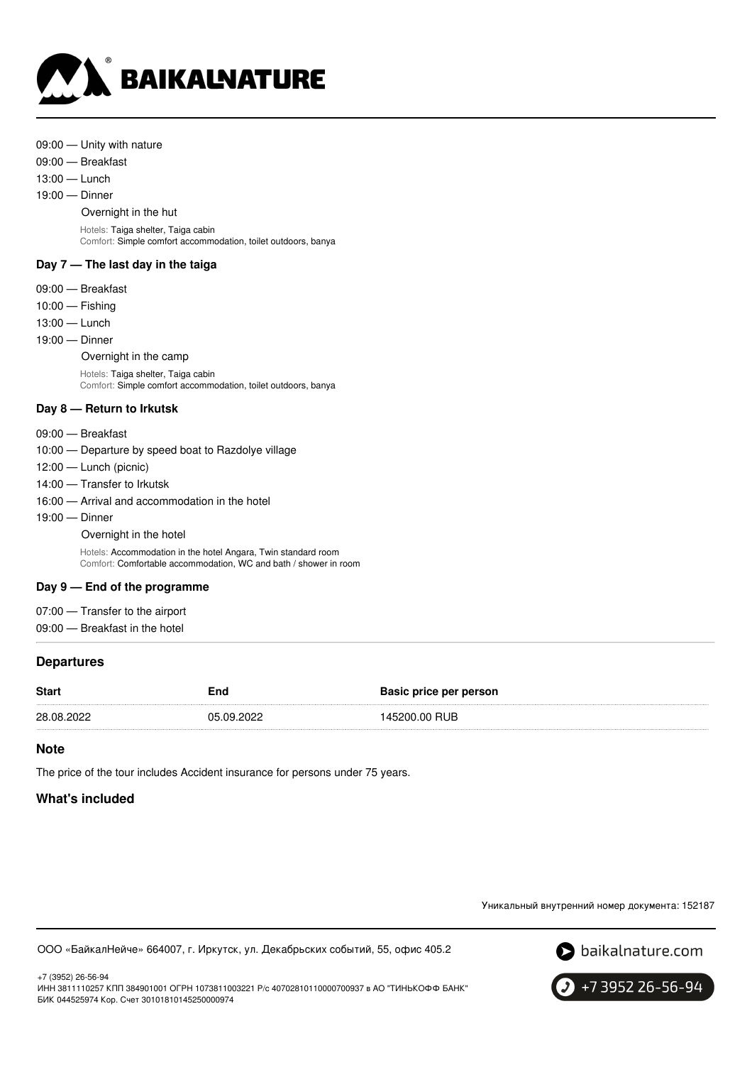09:00 — Unity with nature

09:00 — Breakfast

13:00 — Lunch

19:00 — Dinner

Overnight in the hut

Hotels: Taiga shelter, Taiga cabin
Comfort: Simple comfort accommodation, toilet outdoors, banya

### Day 7 — The last day in the taiga

09:00 — Breakfast

10:00 — Fishing

13:00 — Lunch

19:00 — Dinner

Overnight in the camp

Hotels: Taiga shelter, Taiga cabin
Comfort: Simple comfort accommodation, toilet outdoors, banya

### Day 8 — Return to Irkutsk

09:00 — Breakfast

10:00 — Departure by speed boat to Razdolye village

12:00 — Lunch (picnic)

14:00 — Transfer to Irkutsk

16:00 — Arrival and accommodation in the hotel

19:00 — Dinner

Overnight in the hotel

Hotels: Accommodation in the hotel Angara, Twin standard room
Comfort: Comfortable accommodation, WC and bath / shower in room

### Day 9 — End of the programme

07:00 — Transfer to the airport

09:00 — Breakfast in the hotel

## Departures

| Start | End | Basic price per person |
|---|---|---|
| 28.08.2022 | 05.09.2022 | 145200.00 RUB |

## Note

The price of the tour includes Accident insurance for persons under 75 years.

## What's included

Уникальный внутренний номер документа: 152187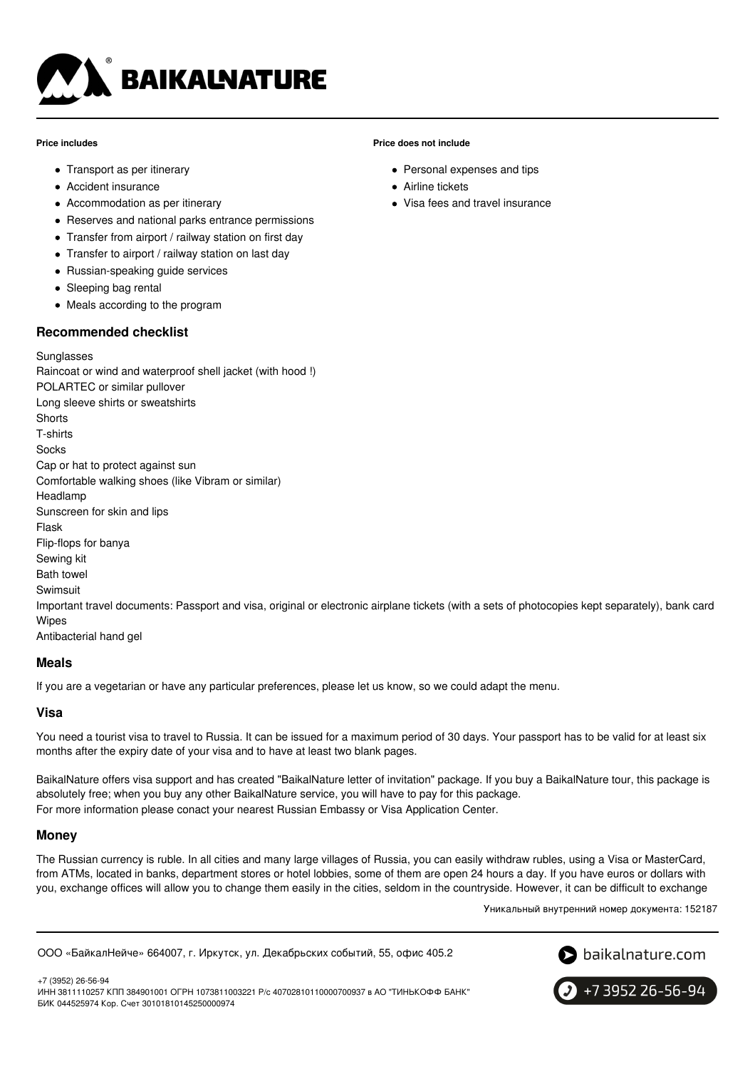**Price includes**

- Transport as per itinerary
- Accident insurance
- Accommodation as per itinerary
- Reserves and national parks entrance permissions
- Transfer from airport / railway station on first day
- Transfer to airport / railway station on last day
- Russian-speaking guide services
- Sleeping bag rental
- Meals according to the program

**Price does not include**

- Personal expenses and tips
- Airline tickets
- Visa fees and travel insurance

## Recommended checklist

Sunglasses
Raincoat or wind and waterproof shell jacket (with hood !)
POLARTEC or similar pullover
Long sleeve shirts or sweatshirts
Shorts
T-shirts
Socks
Cap or hat to protect against sun
Comfortable walking shoes (like Vibram or similar)
Headlamp
Sunscreen for skin and lips
Flask
Flip-flops for banya
Sewing kit
Bath towel
Swimsuit
Important travel documents: Passport and visa, original or electronic airplane tickets (with a sets of photocopies kept separately), bank card
Wipes
Antibacterial hand gel

## Meals

If you are a vegetarian or have any particular preferences, please let us know, so we could adapt the menu.

## Visa

You need a tourist visa to travel to Russia. It can be issued for a maximum period of 30 days. Your passport has to be valid for at least six months after the expiry date of your visa and to have at least two blank pages.

BaikalNature offers visa support and has created "BaikalNature letter of invitation" package. If you buy a BaikalNature tour, this package is absolutely free; when you buy any other BaikalNature service, you will have to pay for this package.
For more information please conact your nearest Russian Embassy or Visa Application Center.

## Money

The Russian currency is ruble. In all cities and many large villages of Russia, you can easily withdraw rubles, using a Visa or MasterCard, from ATMs, located in banks, department stores or hotel lobbies, some of them are open 24 hours a day. If you have euros or dollars with you, exchange offices will allow you to change them easily in the cities, seldom in the countryside. However, it can be difficult to exchange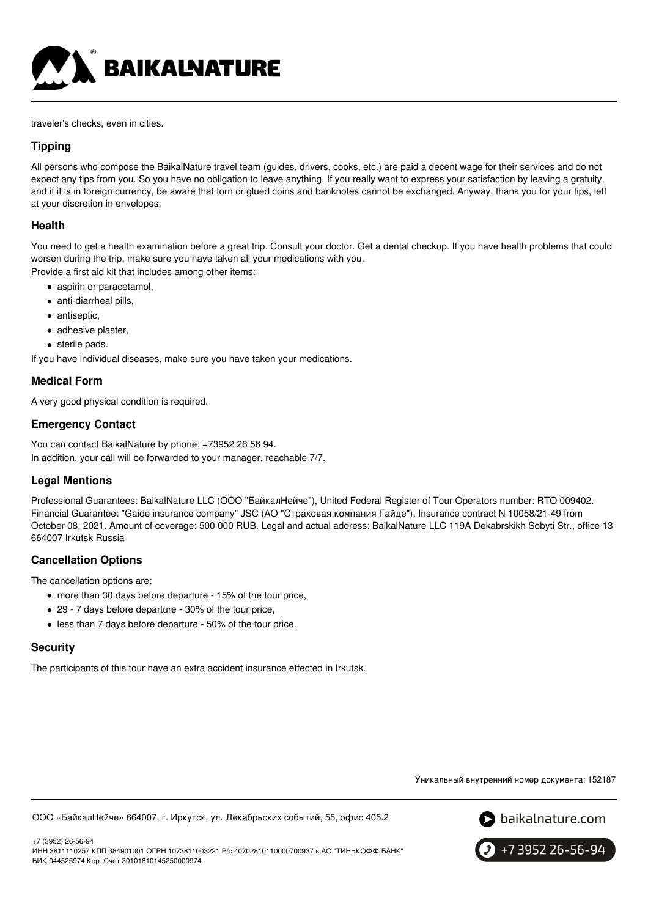traveler's checks, even in cities.

## Tipping

All persons who compose the BaikalNature travel team (guides, drivers, cooks, etc.) are paid a decent wage for their services and do not expect any tips from you. So you have no obligation to leave anything. If you really want to express your satisfaction by leaving a gratuity, and if it is in foreign currency, be aware that torn or glued coins and banknotes cannot be exchanged. Anyway, thank you for your tips, left at your discretion in envelopes.

## Health

You need to get a health examination before a great trip. Consult your doctor. Get a dental checkup. If you have health problems that could worsen during the trip, make sure you have taken all your medications with you.
Provide a first aid kit that includes among other items:

- aspirin or paracetamol,
- anti-diarrheal pills,
- antiseptic,
- adhesive plaster,
- sterile pads.

If you have individual diseases, make sure you have taken your medications.

## Medical Form

A very good physical condition is required.

## Emergency Contact

You can contact BaikalNature by phone: +73952 26 56 94.
In addition, your call will be forwarded to your manager, reachable 7/7.

## Legal Mentions

Professional Guarantees: BaikalNature LLC (ООО "БайкалНейче"), United Federal Register of Tour Operators number: RTO 009402. Financial Guarantee: "Gaide insurance company" JSC (АО "Страховая компания Гайде"). Insurance contract N 10058/21-49 from October 08, 2021. Amount of coverage: 500 000 RUB. Legal and actual address: BaikalNature LLC 119A Dekabrskikh Sobyti Str., office 13 664007 Irkutsk Russia

## Cancellation Options

The cancellation options are:

- more than 30 days before departure - 15% of the tour price,
- 29 - 7 days before departure - 30% of the tour price,
- less than 7 days before departure - 50% of the tour price.

## Security

The participants of this tour have an extra accident insurance effected in Irkutsk.

Уникальный внутренний номер документа: 152187